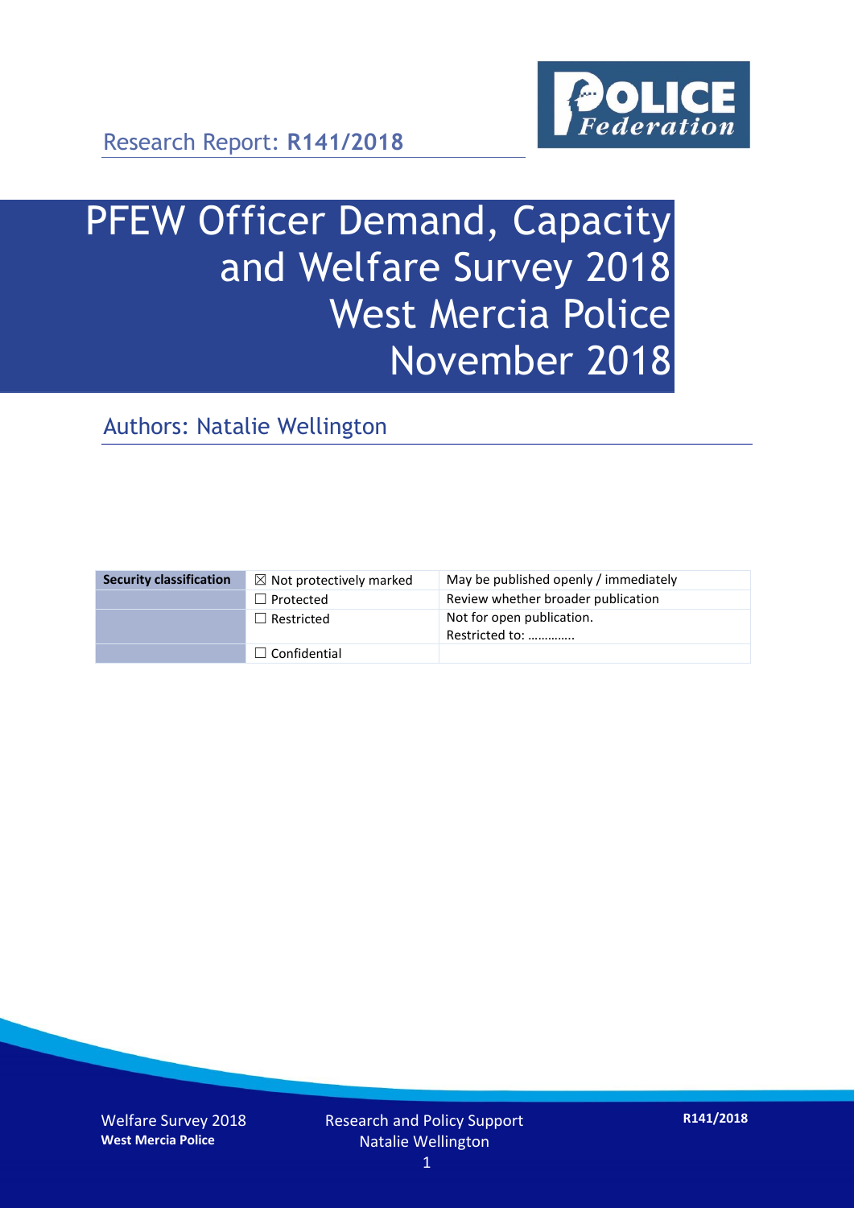Research Report: **R141/2018**

# PFEW Officer Demand, Capacity and Welfare Survey 2018 West Mercia Police November 2018

## Authors: Natalie Wellington

| Security classification | ☒ Not protectively marked | May be published openly / immediately |
|---|---|---|
| | ☐ Protected | Review whether broader publication |
| | ☐ Restricted | Not for open publication. Restricted to: ………….. |
| | ☐ Confidential | |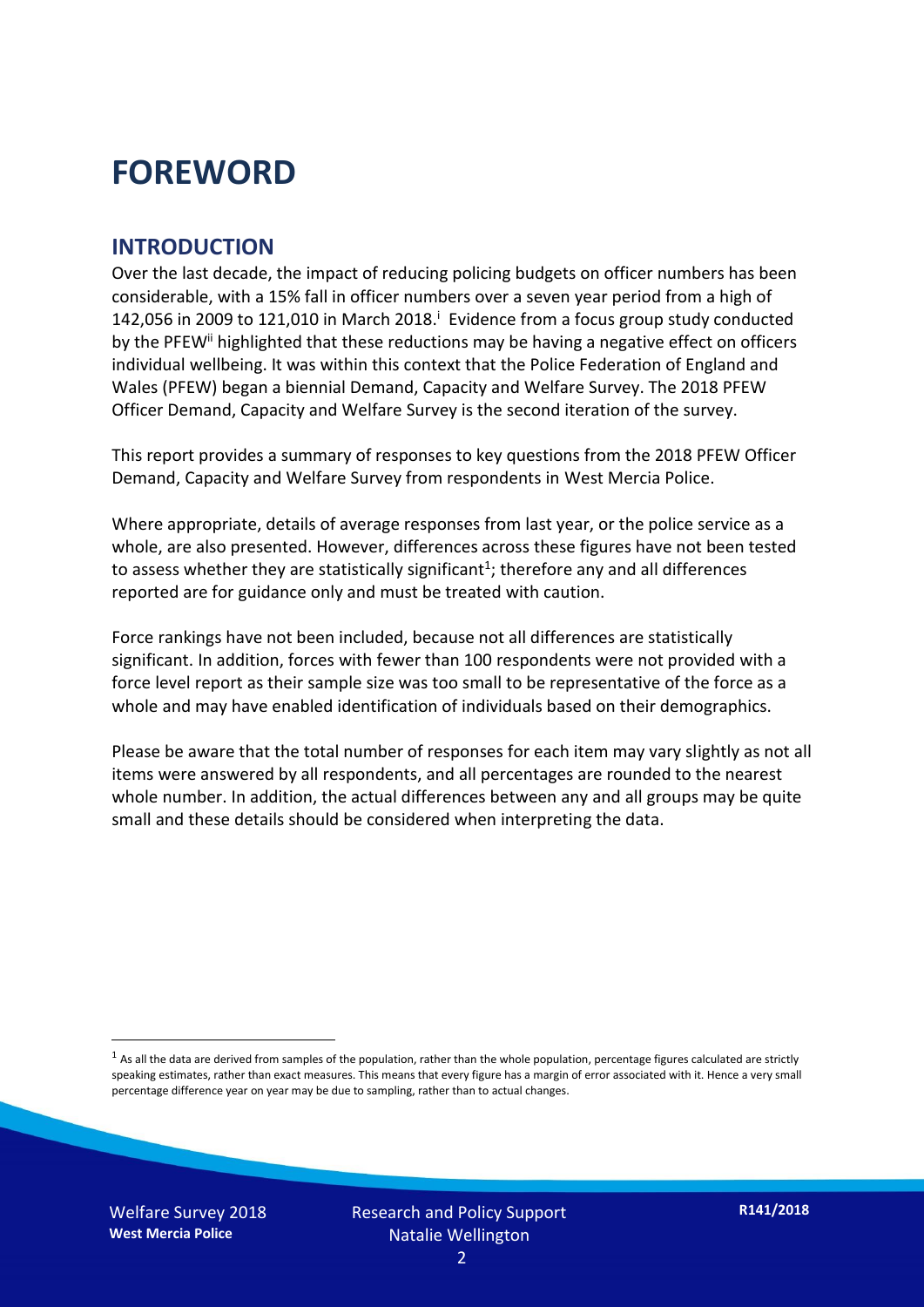# FOREWORD

## INTRODUCTION

Over the last decade, the impact of reducing policing budgets on officer numbers has been considerable, with a 15% fall in officer numbers over a seven year period from a high of 142,056 in 2009 to 121,010 in March 2018.[i] Evidence from a focus group study conducted by the PFEW[ii] highlighted that these reductions may be having a negative effect on officers individual wellbeing. It was within this context that the Police Federation of England and Wales (PFEW) began a biennial Demand, Capacity and Welfare Survey. The 2018 PFEW Officer Demand, Capacity and Welfare Survey is the second iteration of the survey.

This report provides a summary of responses to key questions from the 2018 PFEW Officer Demand, Capacity and Welfare Survey from respondents in West Mercia Police.

Where appropriate, details of average responses from last year, or the police service as a whole, are also presented. However, differences across these figures have not been tested to assess whether they are statistically significant[1]; therefore any and all differences reported are for guidance only and must be treated with caution.

Force rankings have not been included, because not all differences are statistically significant. In addition, forces with fewer than 100 respondents were not provided with a force level report as their sample size was too small to be representative of the force as a whole and may have enabled identification of individuals based on their demographics.

Please be aware that the total number of responses for each item may vary slightly as not all items were answered by all respondents, and all percentages are rounded to the nearest whole number. In addition, the actual differences between any and all groups may be quite small and these details should be considered when interpreting the data.

[1] As all the data are derived from samples of the population, rather than the whole population, percentage figures calculated are strictly speaking estimates, rather than exact measures. This means that every figure has a margin of error associated with it. Hence a very small percentage difference year on year may be due to sampling, rather than to actual changes.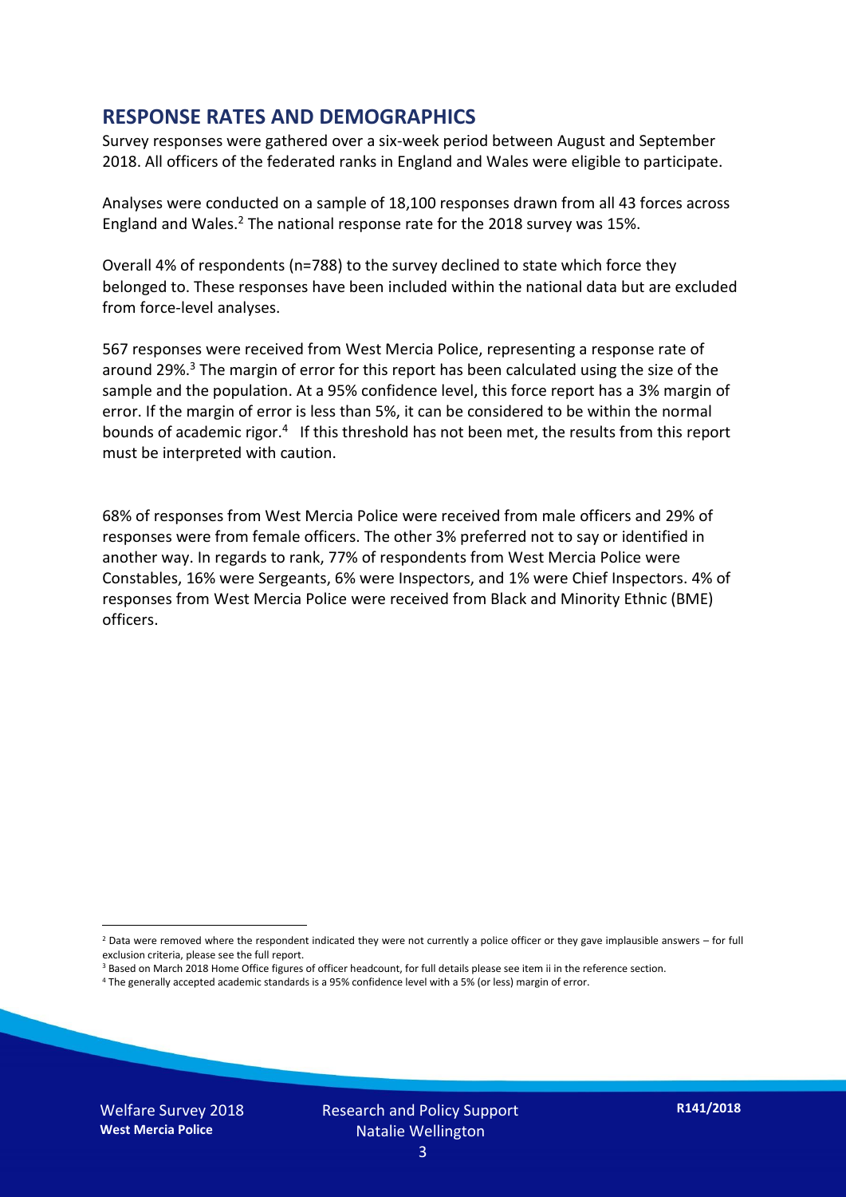## RESPONSE RATES AND DEMOGRAPHICS

Survey responses were gathered over a six-week period between August and September 2018. All officers of the federated ranks in England and Wales were eligible to participate.

Analyses were conducted on a sample of 18,100 responses drawn from all 43 forces across England and Wales.[2] The national response rate for the 2018 survey was 15%.

Overall 4% of respondents (n=788) to the survey declined to state which force they belonged to. These responses have been included within the national data but are excluded from force-level analyses.

567 responses were received from West Mercia Police, representing a response rate of around 29%.[3] The margin of error for this report has been calculated using the size of the sample and the population. At a 95% confidence level, this force report has a 3% margin of error. If the margin of error is less than 5%, it can be considered to be within the normal bounds of academic rigor.[4] If this threshold has not been met, the results from this report must be interpreted with caution.

68% of responses from West Mercia Police were received from male officers and 29% of responses were from female officers. The other 3% preferred not to say or identified in another way. In regards to rank, 77% of respondents from West Mercia Police were Constables, 16% were Sergeants, 6% were Inspectors, and 1% were Chief Inspectors. 4% of responses from West Mercia Police were received from Black and Minority Ethnic (BME) officers.

[2] Data were removed where the respondent indicated they were not currently a police officer or they gave implausible answers – for full exclusion criteria, please see the full report.

[3] Based on March 2018 Home Office figures of officer headcount, for full details please see item ii in the reference section.

[4] The generally accepted academic standards is a 95% confidence level with a 5% (or less) margin of error.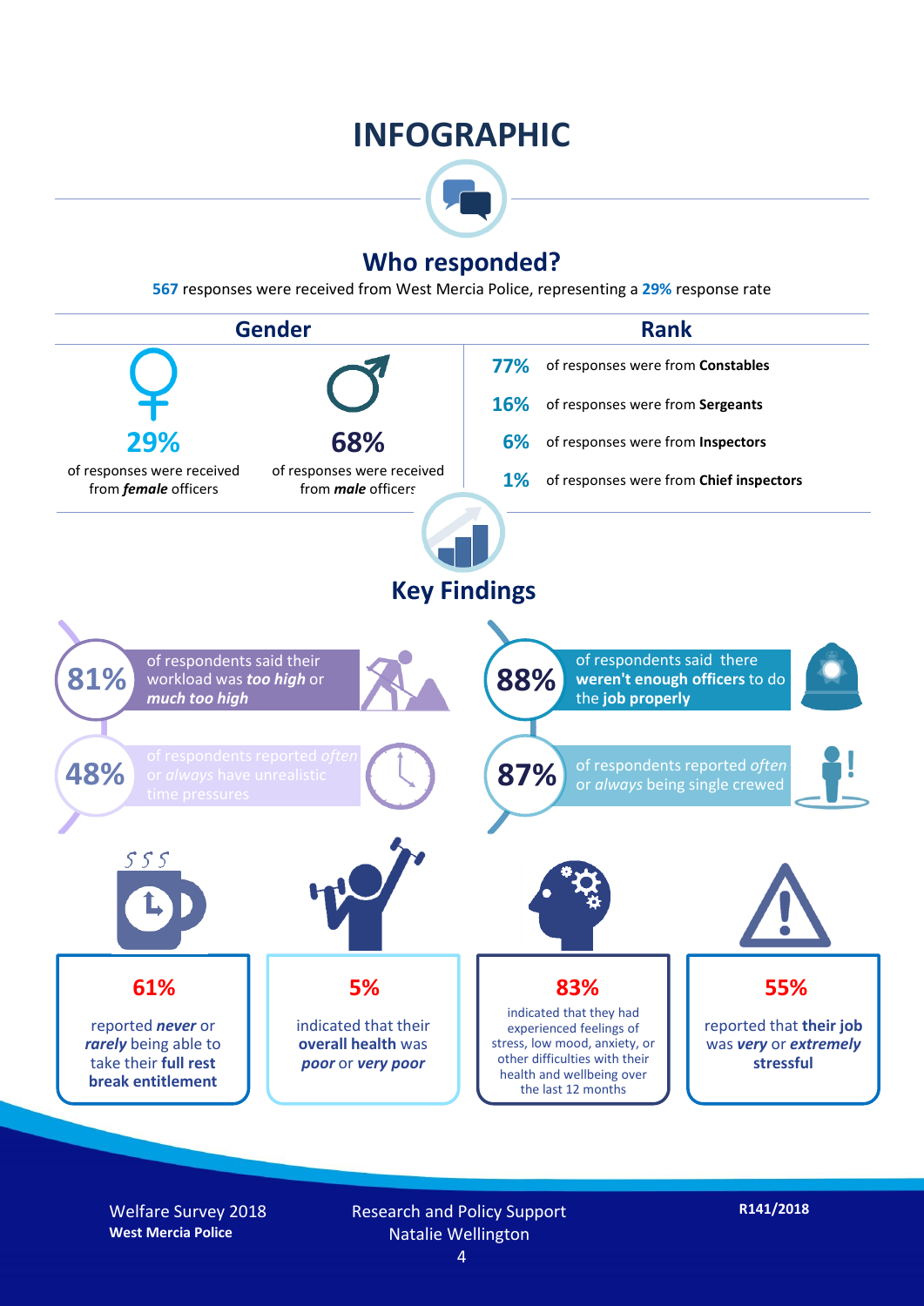# INFOGRAPHIC

## Who responded?

**567** responses were received from West Mercia Police, representing a **29%** response rate

### Gender

**29%** of responses were received from ***female*** officers

**68%** of responses were received from ***male*** officers

### Rank

**77%** of responses were from **Constables**

**16%** of responses were from **Sergeants**

**6%** of responses were from **Inspectors**

**1%** of responses were from **Chief inspectors**

## Key Findings

**81%** of respondents said their workload was ***too high*** or ***much too high***

**48%** of respondents reported *often* or *always* have unrealistic time pressures

**88%** of respondents said there **weren't enough officers** to do the **job properly**

**87%** of respondents reported *often* or *always* being single crewed

**61%** reported ***never*** or ***rarely*** being able to take their **full rest break entitlement**

**5%** indicated that their **overall health** was ***poor*** or ***very poor***

**83%** indicated that they had experienced feelings of stress, low mood, anxiety, or other difficulties with their health and wellbeing over the last 12 months

**55%** reported that **their job** was ***very*** or ***extremely*** **stressful**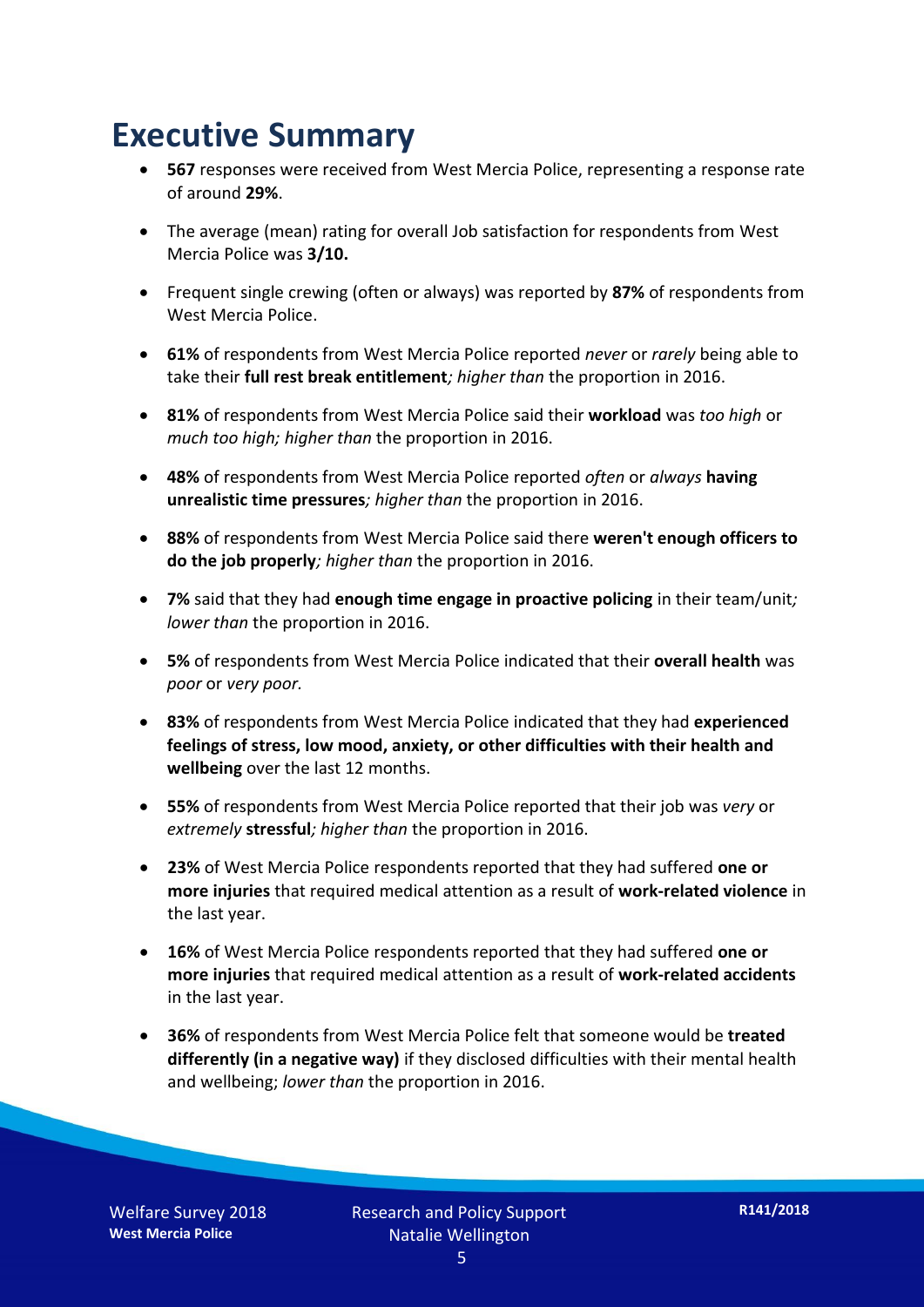# Executive Summary

- **567** responses were received from West Mercia Police, representing a response rate of around **29%**.
- The average (mean) rating for overall Job satisfaction for respondents from West Mercia Police was **3/10.**
- Frequent single crewing (often or always) was reported by **87%** of respondents from West Mercia Police.
- **61%** of respondents from West Mercia Police reported *never* or *rarely* being able to take their **full rest break entitlement***; higher than* the proportion in 2016.
- **81%** of respondents from West Mercia Police said their **workload** was *too high* or *much too high; higher than* the proportion in 2016.
- **48%** of respondents from West Mercia Police reported *often* or *always* **having unrealistic time pressures***; higher than* the proportion in 2016.
- **88%** of respondents from West Mercia Police said there **weren't enough officers to do the job properly***; higher than* the proportion in 2016.
- **7%** said that they had **enough time engage in proactive policing** in their team/unit*; lower than* the proportion in 2016.
- **5%** of respondents from West Mercia Police indicated that their **overall health** was *poor* or *very poor.*
- **83%** of respondents from West Mercia Police indicated that they had **experienced feelings of stress, low mood, anxiety, or other difficulties with their health and wellbeing** over the last 12 months.
- **55%** of respondents from West Mercia Police reported that their job was *very* or *extremely* **stressful***; higher than* the proportion in 2016.
- **23%** of West Mercia Police respondents reported that they had suffered **one or more injuries** that required medical attention as a result of **work-related violence** in the last year.
- **16%** of West Mercia Police respondents reported that they had suffered **one or more injuries** that required medical attention as a result of **work-related accidents** in the last year.
- **36%** of respondents from West Mercia Police felt that someone would be **treated differently (in a negative way)** if they disclosed difficulties with their mental health and wellbeing; *lower than* the proportion in 2016.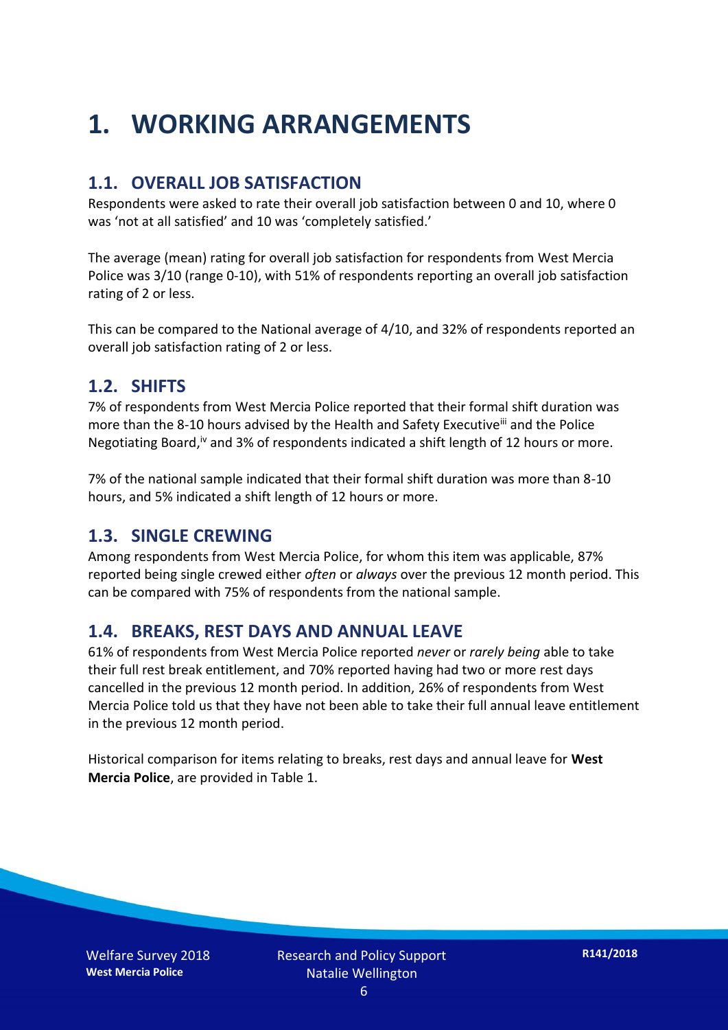# 1. WORKING ARRANGEMENTS

## 1.1. OVERALL JOB SATISFACTION

Respondents were asked to rate their overall job satisfaction between 0 and 10, where 0 was 'not at all satisfied' and 10 was 'completely satisfied.'

The average (mean) rating for overall job satisfaction for respondents from West Mercia Police was 3/10 (range 0-10), with 51% of respondents reporting an overall job satisfaction rating of 2 or less.

This can be compared to the National average of 4/10, and 32% of respondents reported an overall job satisfaction rating of 2 or less.

## 1.2. SHIFTS

7% of respondents from West Mercia Police reported that their formal shift duration was more than the 8-10 hours advised by the Health and Safety Executive[iii] and the Police Negotiating Board,[iv] and 3% of respondents indicated a shift length of 12 hours or more.

7% of the national sample indicated that their formal shift duration was more than 8-10 hours, and 5% indicated a shift length of 12 hours or more.

## 1.3. SINGLE CREWING

Among respondents from West Mercia Police, for whom this item was applicable, 87% reported being single crewed either *often* or *always* over the previous 12 month period. This can be compared with 75% of respondents from the national sample.

## 1.4. BREAKS, REST DAYS AND ANNUAL LEAVE

61% of respondents from West Mercia Police reported *never* or *rarely being* able to take their full rest break entitlement, and 70% reported having had two or more rest days cancelled in the previous 12 month period. In addition, 26% of respondents from West Mercia Police told us that they have not been able to take their full annual leave entitlement in the previous 12 month period.

Historical comparison for items relating to breaks, rest days and annual leave for **West Mercia Police**, are provided in Table 1.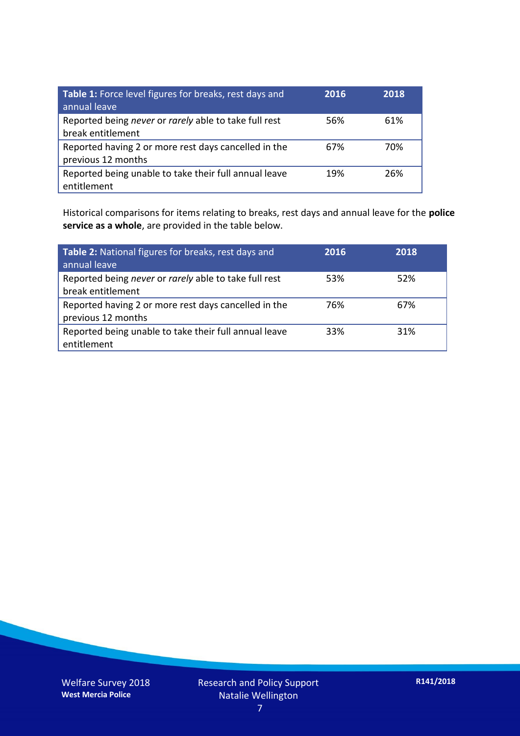| **Table 1:** Force level figures for breaks, rest days and annual leave | **2016** | **2018** |
|---|---|---|
| Reported being *never* or *rarely* able to take full rest break entitlement | 56% | 61% |
| Reported having 2 or more rest days cancelled in the previous 12 months | 67% | 70% |
| Reported being unable to take their full annual leave entitlement | 19% | 26% |

Historical comparisons for items relating to breaks, rest days and annual leave for the **police service as a whole**, are provided in the table below.

| **Table 2:** National figures for breaks, rest days and annual leave | **2016** | **2018** |
|---|---|---|
| Reported being *never* or *rarely* able to take full rest break entitlement | 53% | 52% |
| Reported having 2 or more rest days cancelled in the previous 12 months | 76% | 67% |
| Reported being unable to take their full annual leave entitlement | 33% | 31% |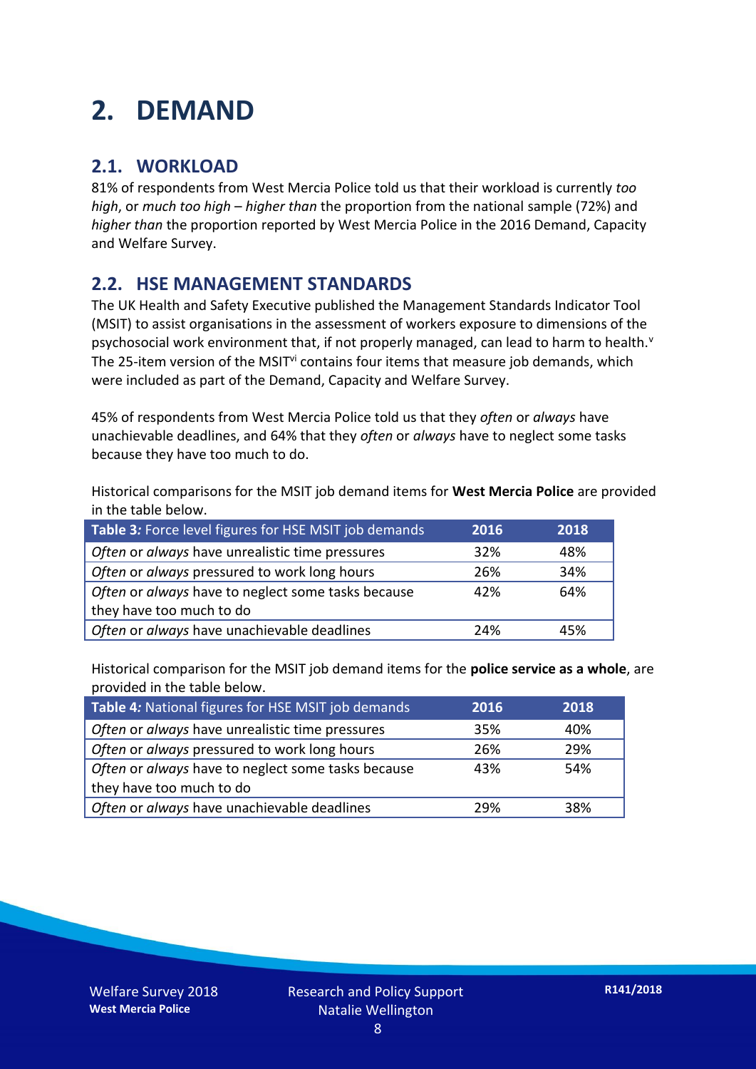# 2. DEMAND

## 2.1. WORKLOAD

81% of respondents from West Mercia Police told us that their workload is currently *too high*, or *much too high* – *higher than* the proportion from the national sample (72%) and *higher than* the proportion reported by West Mercia Police in the 2016 Demand, Capacity and Welfare Survey.

## 2.2. HSE MANAGEMENT STANDARDS

The UK Health and Safety Executive published the Management Standards Indicator Tool (MSIT) to assist organisations in the assessment of workers exposure to dimensions of the psychosocial work environment that, if not properly managed, can lead to harm to health.[v] The 25-item version of the MSIT[vi] contains four items that measure job demands, which were included as part of the Demand, Capacity and Welfare Survey.

45% of respondents from West Mercia Police told us that they *often* or *always* have unachievable deadlines, and 64% that they *often* or *always* have to neglect some tasks because they have too much to do.

Historical comparisons for the MSIT job demand items for **West Mercia Police** are provided in the table below.

| **Table 3:** Force level figures for HSE MSIT job demands | 2016 | 2018 |
|---|---|---|
| *Often* or *always* have unrealistic time pressures | 32% | 48% |
| *Often* or *always* pressured to work long hours | 26% | 34% |
| *Often* or *always* have to neglect some tasks because they have too much to do | 42% | 64% |
| *Often* or *always* have unachievable deadlines | 24% | 45% |

Historical comparison for the MSIT job demand items for the **police service as a whole**, are provided in the table below.

| **Table 4:** National figures for HSE MSIT job demands | 2016 | 2018 |
|---|---|---|
| *Often* or *always* have unrealistic time pressures | 35% | 40% |
| *Often* or *always* pressured to work long hours | 26% | 29% |
| *Often* or *always* have to neglect some tasks because they have too much to do | 43% | 54% |
| *Often* or *always* have unachievable deadlines | 29% | 38% |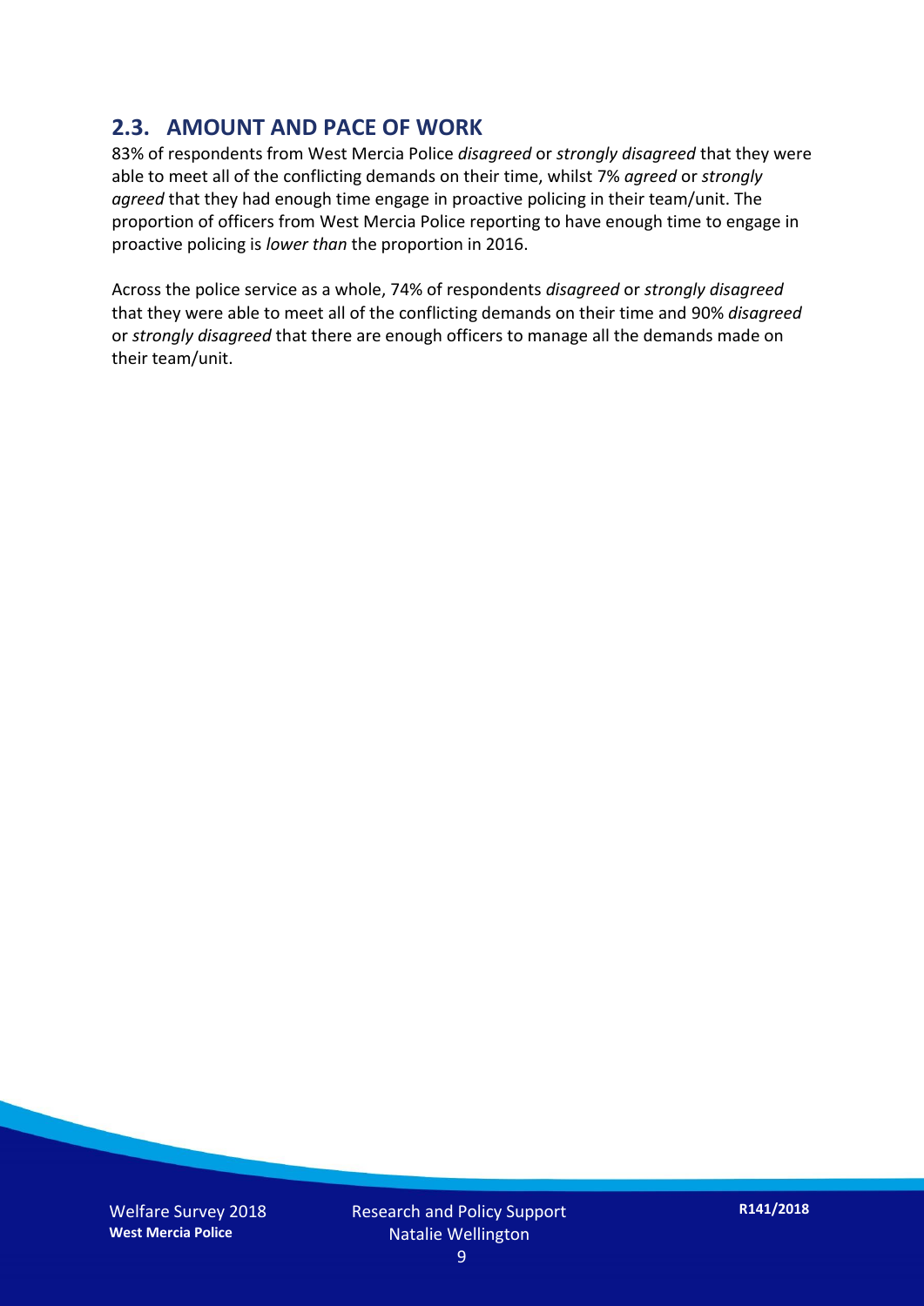## 2.3. AMOUNT AND PACE OF WORK

83% of respondents from West Mercia Police *disagreed* or *strongly disagreed* that they were able to meet all of the conflicting demands on their time, whilst 7% *agreed* or *strongly agreed* that they had enough time engage in proactive policing in their team/unit. The proportion of officers from West Mercia Police reporting to have enough time to engage in proactive policing is *lower than* the proportion in 2016.

Across the police service as a whole, 74% of respondents *disagreed* or *strongly disagreed* that they were able to meet all of the conflicting demands on their time and 90% *disagreed* or *strongly disagreed* that there are enough officers to manage all the demands made on their team/unit.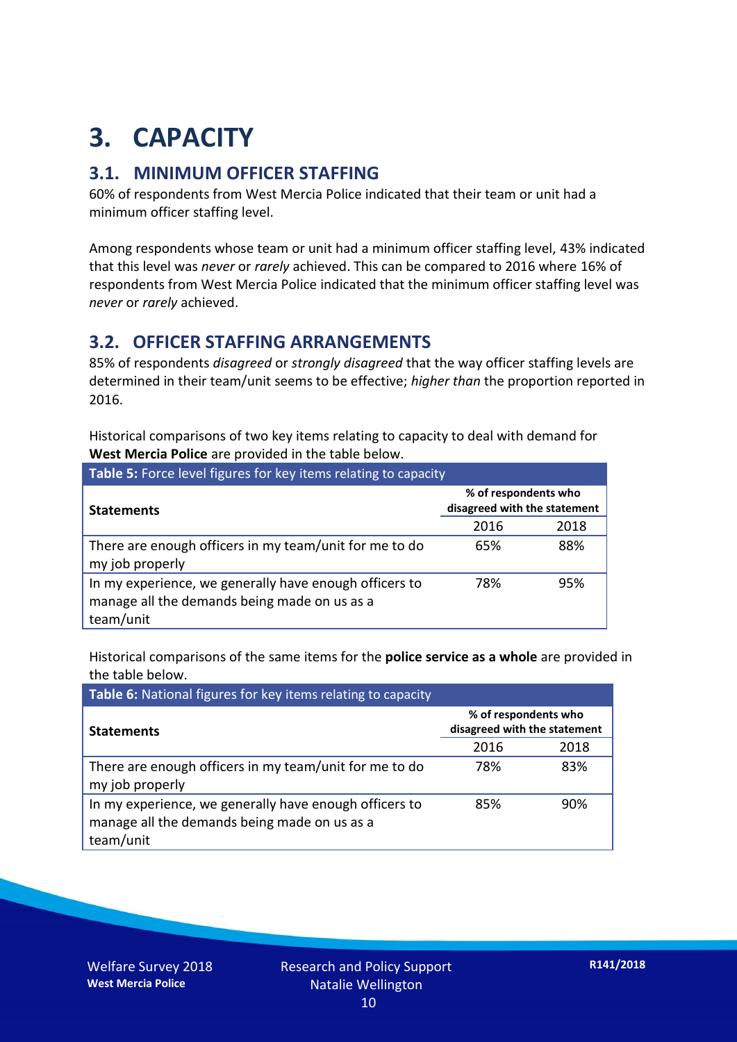# 3. CAPACITY

## 3.1. MINIMUM OFFICER STAFFING

60% of respondents from West Mercia Police indicated that their team or unit had a minimum officer staffing level.

Among respondents whose team or unit had a minimum officer staffing level, 43% indicated that this level was *never* or *rarely* achieved. This can be compared to 2016 where 16% of respondents from West Mercia Police indicated that the minimum officer staffing level was *never* or *rarely* achieved.

## 3.2. OFFICER STAFFING ARRANGEMENTS

85% of respondents *disagreed* or *strongly disagreed* that the way officer staffing levels are determined in their team/unit seems to be effective; *higher than* the proportion reported in 2016.

Historical comparisons of two key items relating to capacity to deal with demand for **West Mercia Police** are provided in the table below.

**Table 5:** Force level figures for key items relating to capacity

| Statements | % of respondents who disagreed with the statement | |
|---|---|---|
| | 2016 | 2018 |
| There are enough officers in my team/unit for me to do my job properly | 65% | 88% |
| In my experience, we generally have enough officers to manage all the demands being made on us as a team/unit | 78% | 95% |

Historical comparisons of the same items for the **police service as a whole** are provided in the table below.

**Table 6:** National figures for key items relating to capacity

| Statements | % of respondents who disagreed with the statement | |
|---|---|---|
| | 2016 | 2018 |
| There are enough officers in my team/unit for me to do my job properly | 78% | 83% |
| In my experience, we generally have enough officers to manage all the demands being made on us as a team/unit | 85% | 90% |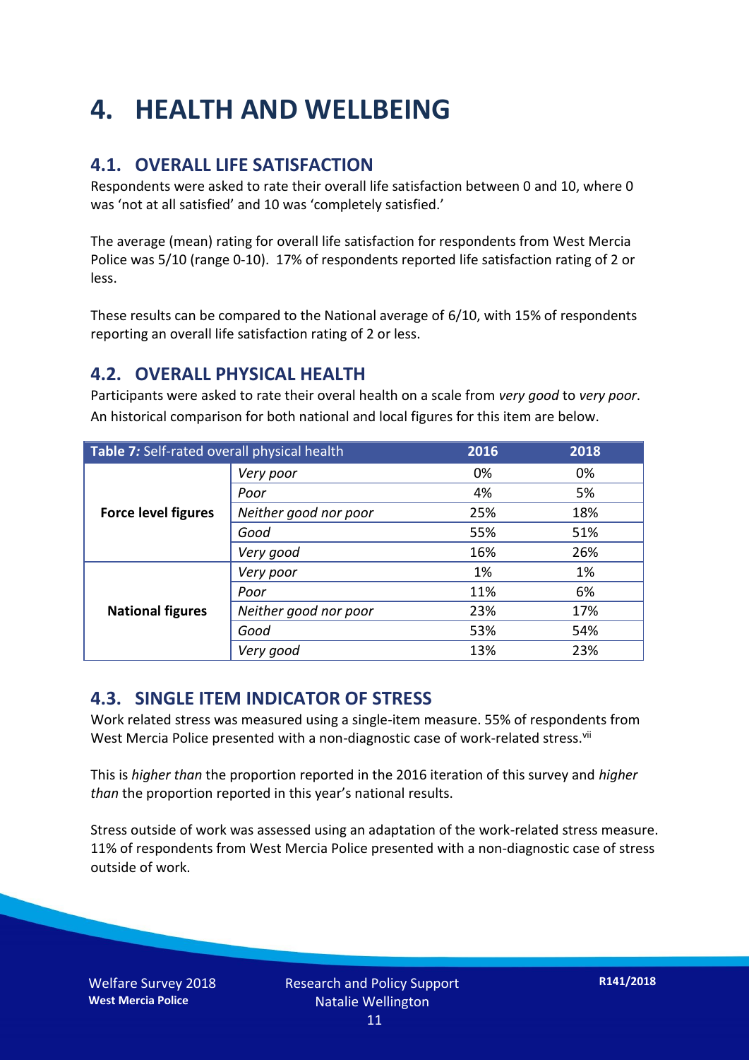# 4. HEALTH AND WELLBEING

## 4.1. OVERALL LIFE SATISFACTION

Respondents were asked to rate their overall life satisfaction between 0 and 10, where 0 was 'not at all satisfied' and 10 was 'completely satisfied.'

The average (mean) rating for overall life satisfaction for respondents from West Mercia Police was 5/10 (range 0-10). 17% of respondents reported life satisfaction rating of 2 or less.

These results can be compared to the National average of 6/10, with 15% of respondents reporting an overall life satisfaction rating of 2 or less.

## 4.2. OVERALL PHYSICAL HEALTH

Participants were asked to rate their overal health on a scale from *very good* to *very poor*. An historical comparison for both national and local figures for this item are below.

| **Table 7:** Self-rated overall physical health | | 2016 | 2018 |
|---|---|---|---|
| **Force level figures** | *Very poor* | 0% | 0% |
| | *Poor* | 4% | 5% |
| | *Neither good nor poor* | 25% | 18% |
| | *Good* | 55% | 51% |
| | *Very good* | 16% | 26% |
| **National figures** | *Very poor* | 1% | 1% |
| | *Poor* | 11% | 6% |
| | *Neither good nor poor* | 23% | 17% |
| | *Good* | 53% | 54% |
| | *Very good* | 13% | 23% |

## 4.3. SINGLE ITEM INDICATOR OF STRESS

Work related stress was measured using a single-item measure. 55% of respondents from West Mercia Police presented with a non-diagnostic case of work-related stress.[vii]

This is *higher than* the proportion reported in the 2016 iteration of this survey and *higher than* the proportion reported in this year's national results.

Stress outside of work was assessed using an adaptation of the work-related stress measure. 11% of respondents from West Mercia Police presented with a non-diagnostic case of stress outside of work.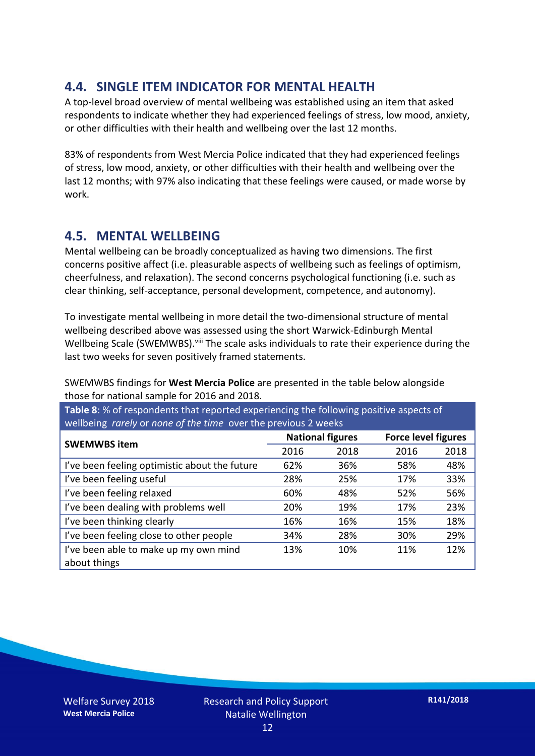## 4.4. SINGLE ITEM INDICATOR FOR MENTAL HEALTH

A top-level broad overview of mental wellbeing was established using an item that asked respondents to indicate whether they had experienced feelings of stress, low mood, anxiety, or other difficulties with their health and wellbeing over the last 12 months.

83% of respondents from West Mercia Police indicated that they had experienced feelings of stress, low mood, anxiety, or other difficulties with their health and wellbeing over the last 12 months; with 97% also indicating that these feelings were caused, or made worse by work.

## 4.5. MENTAL WELLBEING

Mental wellbeing can be broadly conceptualized as having two dimensions. The first concerns positive affect (i.e. pleasurable aspects of wellbeing such as feelings of optimism, cheerfulness, and relaxation). The second concerns psychological functioning (i.e. such as clear thinking, self-acceptance, personal development, competence, and autonomy).

To investigate mental wellbeing in more detail the two-dimensional structure of mental wellbeing described above was assessed using the short Warwick-Edinburgh Mental Wellbeing Scale (SWEMWBS).[viii] The scale asks individuals to rate their experience during the last two weeks for seven positively framed statements.

SWEMWBS findings for **West Mercia Police** are presented in the table below alongside those for national sample for 2016 and 2018.

**Table 8**: % of respondents that reported experiencing the following positive aspects of wellbeing *rarely* or *none of the time* over the previous 2 weeks

| SWEMWBS item | National figures | | Force level figures | |
|---|---|---|---|---|
| | 2016 | 2018 | 2016 | 2018 |
| I've been feeling optimistic about the future | 62% | 36% | 58% | 48% |
| I've been feeling useful | 28% | 25% | 17% | 33% |
| I've been feeling relaxed | 60% | 48% | 52% | 56% |
| I've been dealing with problems well | 20% | 19% | 17% | 23% |
| I've been thinking clearly | 16% | 16% | 15% | 18% |
| I've been feeling close to other people | 34% | 28% | 30% | 29% |
| I've been able to make up my own mind about things | 13% | 10% | 11% | 12% |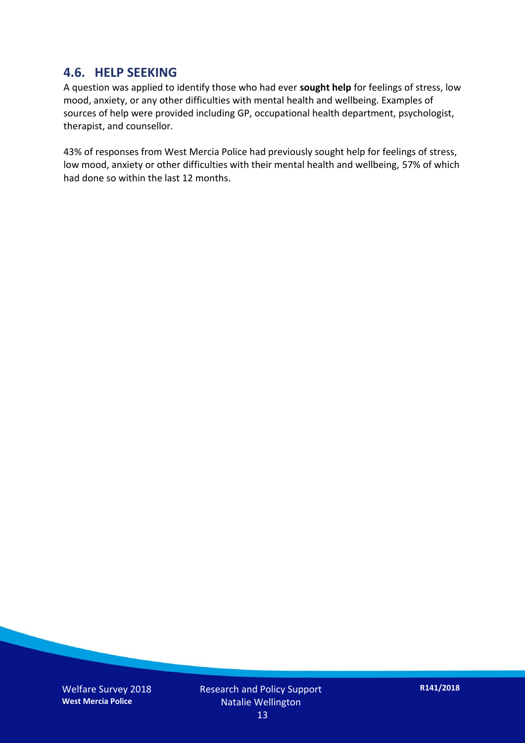## 4.6. HELP SEEKING

A question was applied to identify those who had ever **sought help** for feelings of stress, low mood, anxiety, or any other difficulties with mental health and wellbeing. Examples of sources of help were provided including GP, occupational health department, psychologist, therapist, and counsellor.

43% of responses from West Mercia Police had previously sought help for feelings of stress, low mood, anxiety or other difficulties with their mental health and wellbeing, 57% of which had done so within the last 12 months.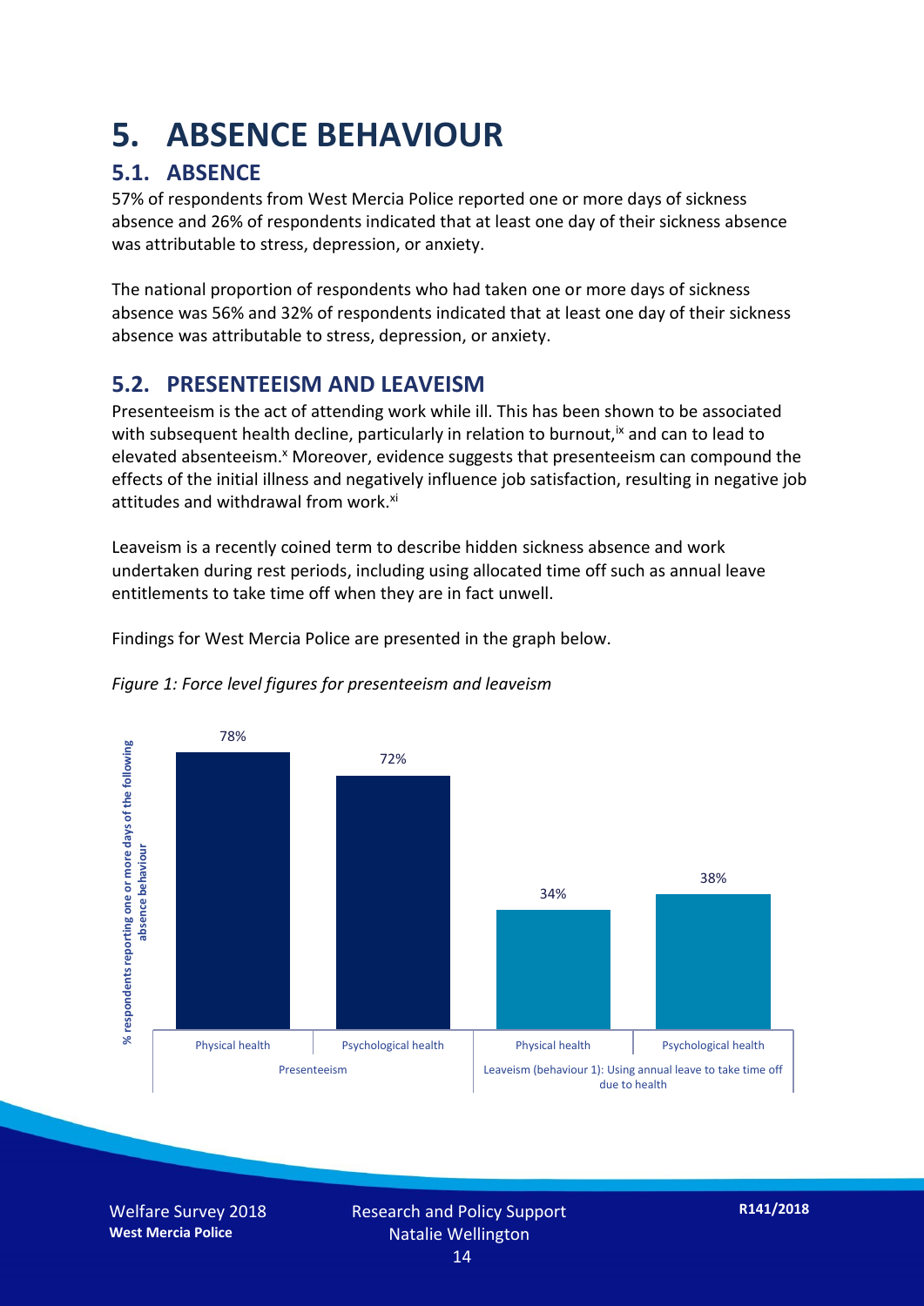# 5. ABSENCE BEHAVIOUR

## 5.1. ABSENCE

57% of respondents from West Mercia Police reported one or more days of sickness absence and 26% of respondents indicated that at least one day of their sickness absence was attributable to stress, depression, or anxiety.

The national proportion of respondents who had taken one or more days of sickness absence was 56% and 32% of respondents indicated that at least one day of their sickness absence was attributable to stress, depression, or anxiety.

## 5.2. PRESENTEEISM AND LEAVEISM

Presenteeism is the act of attending work while ill. This has been shown to be associated with subsequent health decline, particularly in relation to burnout,[ix] and can to lead to elevated absenteeism.[x] Moreover, evidence suggests that presenteeism can compound the effects of the initial illness and negatively influence job satisfaction, resulting in negative job attitudes and withdrawal from work.[xi]

Leaveism is a recently coined term to describe hidden sickness absence and work undertaken during rest periods, including using allocated time off such as annual leave entitlements to take time off when they are in fact unwell.

Findings for West Mercia Police are presented in the graph below.

*Figure 1: Force level figures for presenteeism and leaveism*

| % respondents reporting one or more days of the following absence behaviour | Physical health | Psychological health |
|---|---|---|
| Presenteeism | 78% | 72% |
| Leaveism (behaviour 1): Using annual leave to take time off due to health | 34% | 38% |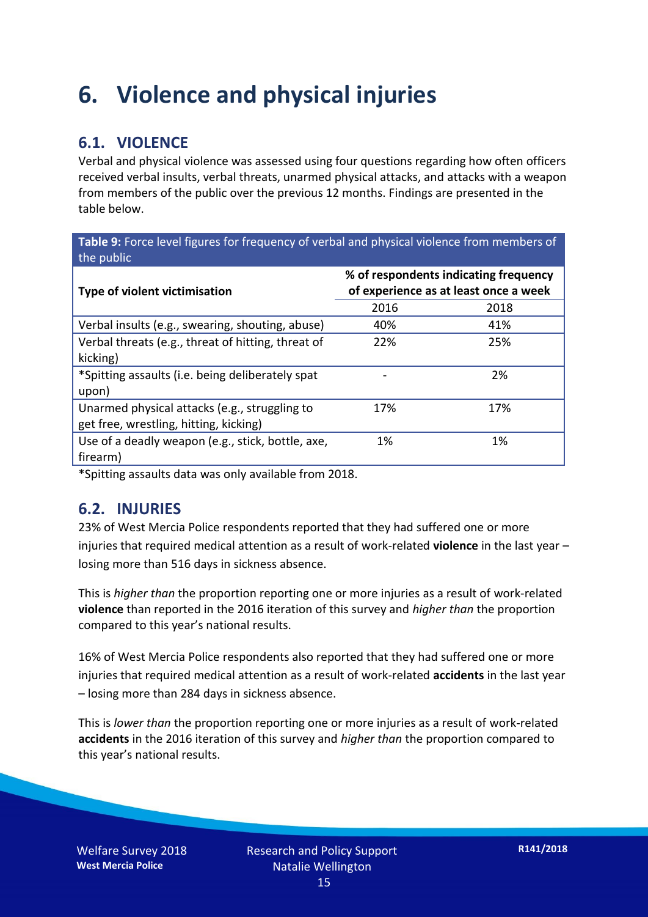# 6. Violence and physical injuries

## 6.1. VIOLENCE

Verbal and physical violence was assessed using four questions regarding how often officers received verbal insults, verbal threats, unarmed physical attacks, and attacks with a weapon from members of the public over the previous 12 months. Findings are presented in the table below.

**Table 9:** Force level figures for frequency of verbal and physical violence from members of the public

| Type of violent victimisation | % of respondents indicating frequency of experience as at least once a week | |
|---|---|---|
| | 2016 | 2018 |
| Verbal insults (e.g., swearing, shouting, abuse) | 40% | 41% |
| Verbal threats (e.g., threat of hitting, threat of kicking) | 22% | 25% |
| *Spitting assaults (i.e. being deliberately spat upon) | - | 2% |
| Unarmed physical attacks (e.g., struggling to get free, wrestling, hitting, kicking) | 17% | 17% |
| Use of a deadly weapon (e.g., stick, bottle, axe, firearm) | 1% | 1% |

*Spitting assaults data was only available from 2018.

## 6.2. INJURIES

23% of West Mercia Police respondents reported that they had suffered one or more injuries that required medical attention as a result of work-related **violence** in the last year – losing more than 516 days in sickness absence.

This is *higher than* the proportion reporting one or more injuries as a result of work-related **violence** than reported in the 2016 iteration of this survey and *higher than* the proportion compared to this year's national results.

16% of West Mercia Police respondents also reported that they had suffered one or more injuries that required medical attention as a result of work-related **accidents** in the last year – losing more than 284 days in sickness absence.

This is *lower than* the proportion reporting one or more injuries as a result of work-related **accidents** in the 2016 iteration of this survey and *higher than* the proportion compared to this year's national results.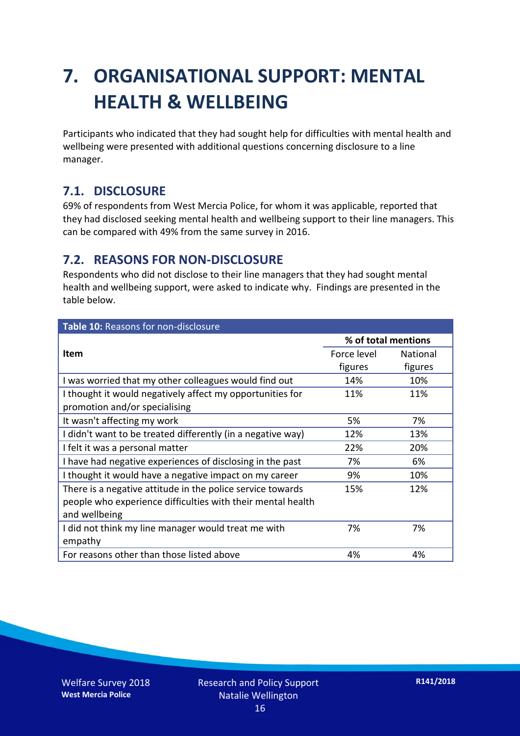# 7. ORGANISATIONAL SUPPORT: MENTAL HEALTH & WELLBEING

Participants who indicated that they had sought help for difficulties with mental health and wellbeing were presented with additional questions concerning disclosure to a line manager.

## 7.1. DISCLOSURE

69% of respondents from West Mercia Police, for whom it was applicable, reported that they had disclosed seeking mental health and wellbeing support to their line managers. This can be compared with 49% from the same survey in 2016.

## 7.2. REASONS FOR NON-DISCLOSURE

Respondents who did not disclose to their line managers that they had sought mental health and wellbeing support, were asked to indicate why. Findings are presented in the table below.

**Table 10:** Reasons for non-disclosure

| Item | % of total mentions | |
|---|---|---|
| | Force level figures | National figures |
| I was worried that my other colleagues would find out | 14% | 10% |
| I thought it would negatively affect my opportunities for promotion and/or specialising | 11% | 11% |
| It wasn't affecting my work | 5% | 7% |
| I didn't want to be treated differently (in a negative way) | 12% | 13% |
| I felt it was a personal matter | 22% | 20% |
| I have had negative experiences of disclosing in the past | 7% | 6% |
| I thought it would have a negative impact on my career | 9% | 10% |
| There is a negative attitude in the police service towards people who experience difficulties with their mental health and wellbeing | 15% | 12% |
| I did not think my line manager would treat me with empathy | 7% | 7% |
| For reasons other than those listed above | 4% | 4% |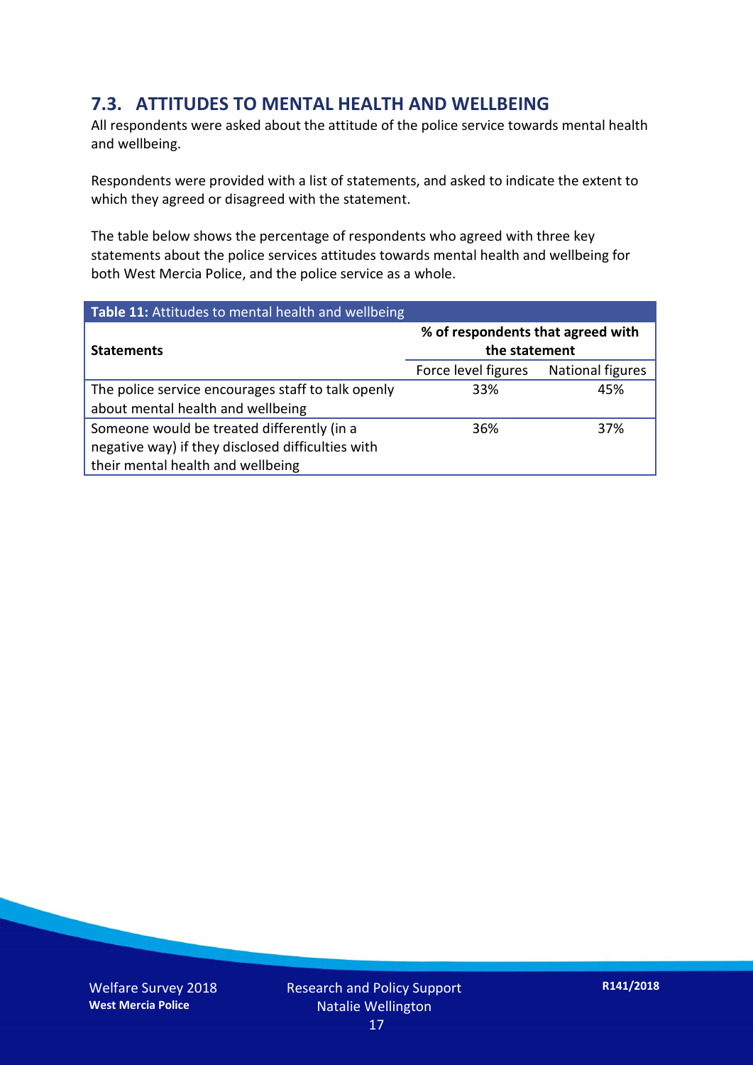## 7.3. ATTITUDES TO MENTAL HEALTH AND WELLBEING

All respondents were asked about the attitude of the police service towards mental health and wellbeing.

Respondents were provided with a list of statements, and asked to indicate the extent to which they agreed or disagreed with the statement.

The table below shows the percentage of respondents who agreed with three key statements about the police services attitudes towards mental health and wellbeing for both West Mercia Police, and the police service as a whole.

**Table 11:** Attitudes to mental health and wellbeing

| Statements | % of respondents that agreed with the statement | |
|---|---|---|
| | Force level figures | National figures |
| The police service encourages staff to talk openly about mental health and wellbeing | 33% | 45% |
| Someone would be treated differently (in a negative way) if they disclosed difficulties with their mental health and wellbeing | 36% | 37% |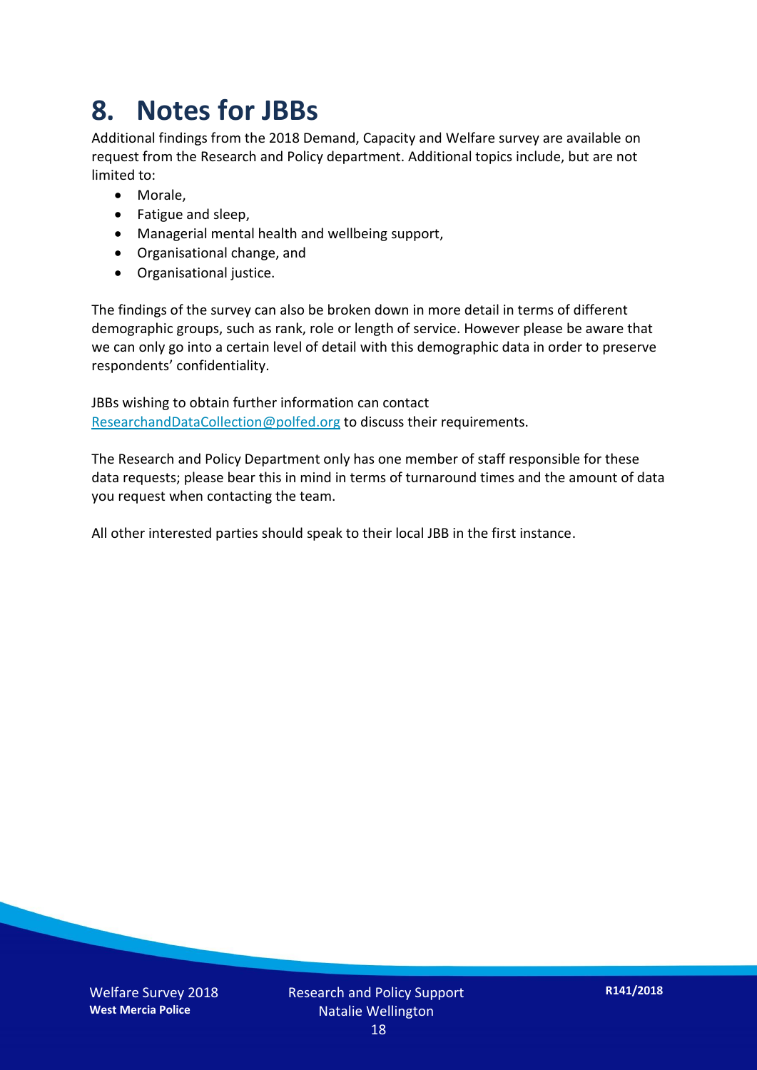# 8. Notes for JBBs

Additional findings from the 2018 Demand, Capacity and Welfare survey are available on request from the Research and Policy department. Additional topics include, but are not limited to:

- Morale,
- Fatigue and sleep,
- Managerial mental health and wellbeing support,
- Organisational change, and
- Organisational justice.

The findings of the survey can also be broken down in more detail in terms of different demographic groups, such as rank, role or length of service. However please be aware that we can only go into a certain level of detail with this demographic data in order to preserve respondents' confidentiality.

JBBs wishing to obtain further information can contact ResearchandDataCollection@polfed.org to discuss their requirements.

The Research and Policy Department only has one member of staff responsible for these data requests; please bear this in mind in terms of turnaround times and the amount of data you request when contacting the team.

All other interested parties should speak to their local JBB in the first instance.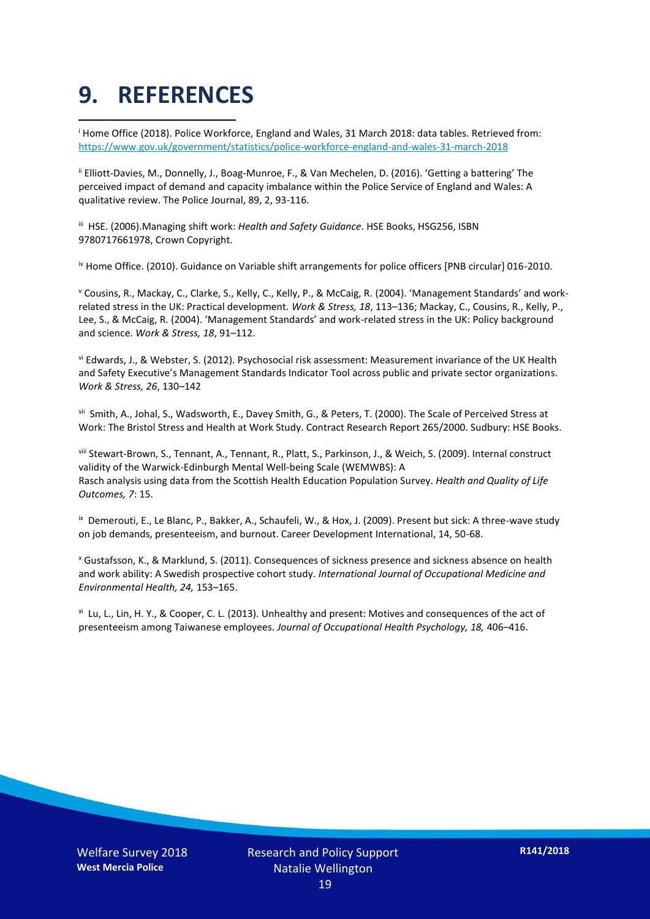# 9. REFERENCES

[i] Home Office (2018). Police Workforce, England and Wales, 31 March 2018: data tables. Retrieved from: https://www.gov.uk/government/statistics/police-workforce-england-and-wales-31-march-2018

[ii] Elliott-Davies, M., Donnelly, J., Boag-Munroe, F., & Van Mechelen, D. (2016). 'Getting a battering' The perceived impact of demand and capacity imbalance within the Police Service of England and Wales: A qualitative review. The Police Journal, 89, 2, 93-116.

[iii] HSE. (2006).Managing shift work: *Health and Safety Guidance*. HSE Books, HSG256, ISBN 9780717661978, Crown Copyright.

[iv] Home Office. (2010). Guidance on Variable shift arrangements for police officers [PNB circular] 016-2010.

[v] Cousins, R., Mackay, C., Clarke, S., Kelly, C., Kelly, P., & McCaig, R. (2004). 'Management Standards' and work-related stress in the UK: Practical development. *Work & Stress, 18*, 113–136; Mackay, C., Cousins, R., Kelly, P., Lee, S., & McCaig, R. (2004). 'Management Standards' and work-related stress in the UK: Policy background and science. *Work & Stress, 18*, 91–112.

[vi] Edwards, J., & Webster, S. (2012). Psychosocial risk assessment: Measurement invariance of the UK Health and Safety Executive's Management Standards Indicator Tool across public and private sector organizations. *Work & Stress, 26*, 130–142

[vii] Smith, A., Johal, S., Wadsworth, E., Davey Smith, G., & Peters, T. (2000). The Scale of Perceived Stress at Work: The Bristol Stress and Health at Work Study. Contract Research Report 265/2000. Sudbury: HSE Books.

[viii] Stewart-Brown, S., Tennant, A., Tennant, R., Platt, S., Parkinson, J., & Weich, S. (2009). Internal construct validity of the Warwick-Edinburgh Mental Well-being Scale (WEMWBS): A Rasch analysis using data from the Scottish Health Education Population Survey. *Health and Quality of Life Outcomes, 7*: 15.

[ix] Demerouti, E., Le Blanc, P., Bakker, A., Schaufeli, W., & Hox, J. (2009). Present but sick: A three-wave study on job demands, presenteeism, and burnout. Career Development International, 14, 50-68.

[x] Gustafsson, K., & Marklund, S. (2011). Consequences of sickness presence and sickness absence on health and work ability: A Swedish prospective cohort study. *International Journal of Occupational Medicine and Environmental Health, 24,* 153–165.

[xi] Lu, L., Lin, H. Y., & Cooper, C. L. (2013). Unhealthy and present: Motives and consequences of the act of presenteeism among Taiwanese employees. *Journal of Occupational Health Psychology, 18,* 406–416.